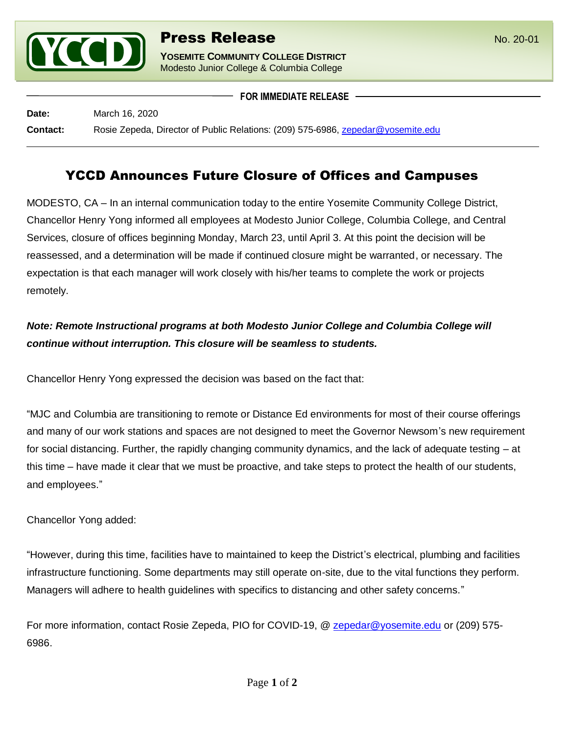**Press Release**

No. 20-01

**YOSEMITE COMMUNITY COLLEGE DISTRICT**
Modesto Junior College & Columbia College

**FOR IMMEDIATE RELEASE**

**Date:** March 16, 2020

**Contact:** Rosie Zepeda, Director of Public Relations: (209) 575-6986, zepedar@yosemite.edu

# YCCD Announces Future Closure of Offices and Campuses

MODESTO, CA – In an internal communication today to the entire Yosemite Community College District, Chancellor Henry Yong informed all employees at Modesto Junior College, Columbia College, and Central Services, closure of offices beginning Monday, March 23, until April 3. At this point the decision will be reassessed, and a determination will be made if continued closure might be warranted, or necessary. The expectation is that each manager will work closely with his/her teams to complete the work or projects remotely.

***Note: Remote Instructional programs at both Modesto Junior College and Columbia College will continue without interruption. This closure will be seamless to students.***

Chancellor Henry Yong expressed the decision was based on the fact that:

"MJC and Columbia are transitioning to remote or Distance Ed environments for most of their course offerings and many of our work stations and spaces are not designed to meet the Governor Newsom's new requirement for social distancing. Further, the rapidly changing community dynamics, and the lack of adequate testing – at this time – have made it clear that we must be proactive, and take steps to protect the health of our students, and employees."

Chancellor Yong added:

"However, during this time, facilities have to maintained to keep the District's electrical, plumbing and facilities infrastructure functioning. Some departments may still operate on-site, due to the vital functions they perform. Managers will adhere to health guidelines with specifics to distancing and other safety concerns."

For more information, contact Rosie Zepeda, PIO for COVID-19, @ zepedar@yosemite.edu or (209) 575-6986.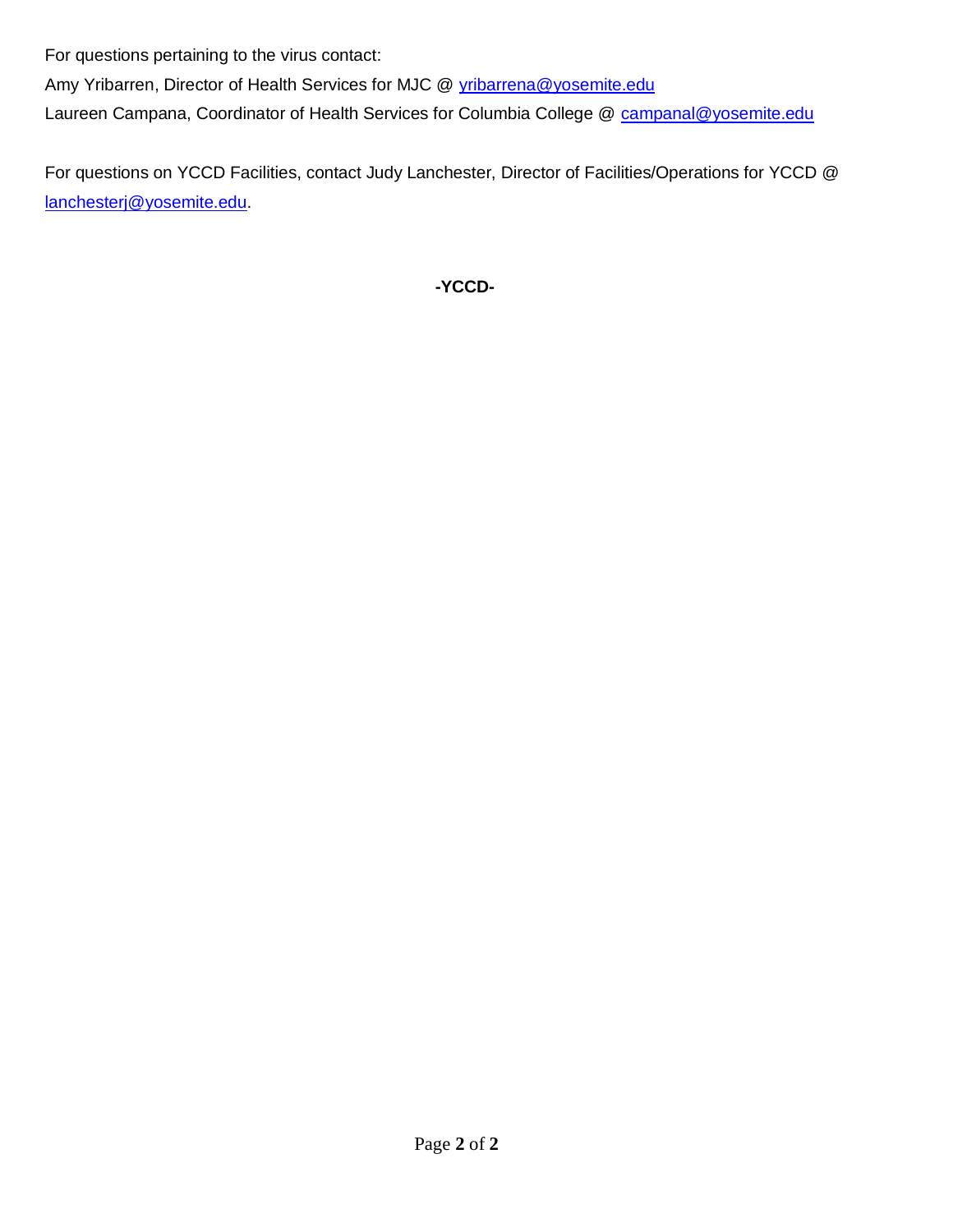For questions pertaining to the virus contact:

Amy Yribarren, Director of Health Services for MJC @ yribarrena@yosemite.edu

Laureen Campana, Coordinator of Health Services for Columbia College @ campanal@yosemite.edu

For questions on YCCD Facilities, contact Judy Lanchester, Director of Facilities/Operations for YCCD @ lanchesterj@yosemite.edu.

**-YCCD-**